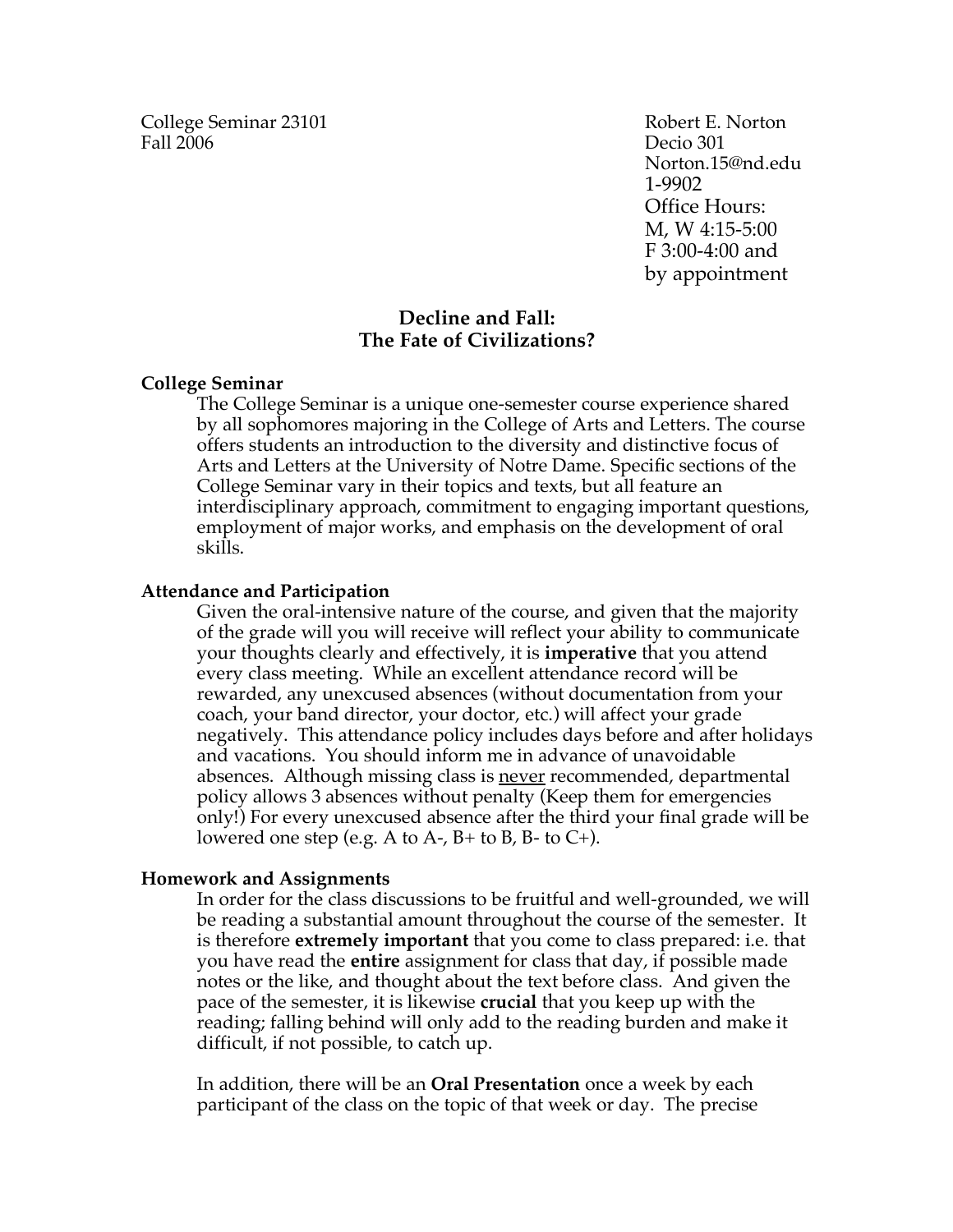College Seminar 23101
Fall 2006

Robert E. Norton
Decio 301
Norton.15@nd.edu
1-9902
Office Hours:
M, W 4:15-5:00
F 3:00-4:00 and
by appointment

## Decline and Fall: The Fate of Civilizations?

### College Seminar

The College Seminar is a unique one-semester course experience shared by all sophomores majoring in the College of Arts and Letters. The course offers students an introduction to the diversity and distinctive focus of Arts and Letters at the University of Notre Dame. Specific sections of the College Seminar vary in their topics and texts, but all feature an interdisciplinary approach, commitment to engaging important questions, employment of major works, and emphasis on the development of oral skills.

### Attendance and Participation

Given the oral-intensive nature of the course, and given that the majority of the grade will you will receive will reflect your ability to communicate your thoughts clearly and effectively, it is **imperative** that you attend every class meeting. While an excellent attendance record will be rewarded, any unexcused absences (without documentation from your coach, your band director, your doctor, etc.) will affect your grade negatively. This attendance policy includes days before and after holidays and vacations. You should inform me in advance of unavoidable absences. Although missing class is <u>never</u> recommended, departmental policy allows 3 absences without penalty (Keep them for emergencies only!) For every unexcused absence after the third your final grade will be lowered one step (e.g. A to A-, B+ to B, B- to C+).

### Homework and Assignments

In order for the class discussions to be fruitful and well-grounded, we will be reading a substantial amount throughout the course of the semester. It is therefore **extremely important** that you come to class prepared: i.e. that you have read the **entire** assignment for class that day, if possible made notes or the like, and thought about the text before class. And given the pace of the semester, it is likewise **crucial** that you keep up with the reading; falling behind will only add to the reading burden and make it difficult, if not possible, to catch up.

In addition, there will be an **Oral Presentation** once a week by each participant of the class on the topic of that week or day. The precise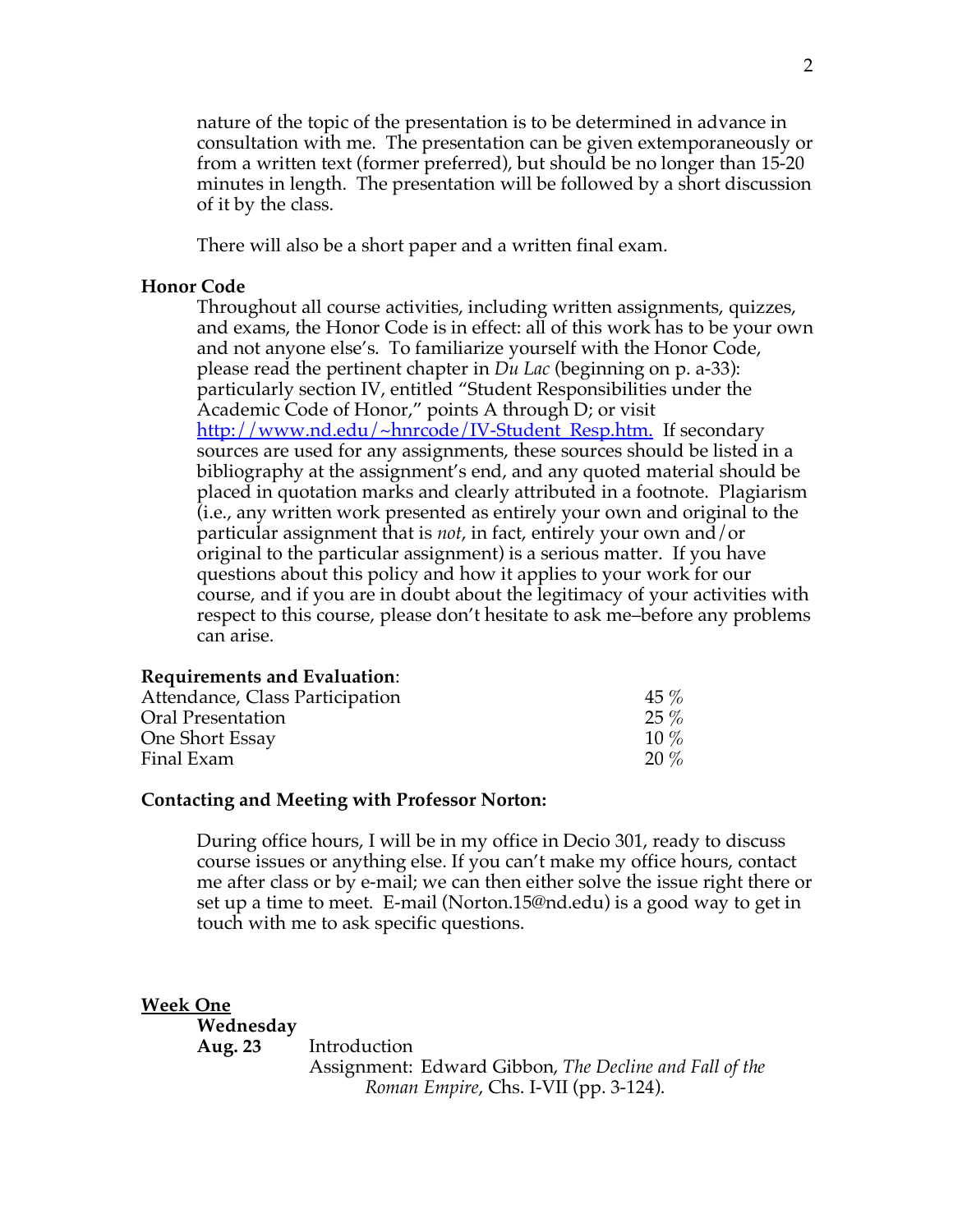nature of the topic of the presentation is to be determined in advance in consultation with me. The presentation can be given extemporaneously or from a written text (former preferred), but should be no longer than 15-20 minutes in length. The presentation will be followed by a short discussion of it by the class.

There will also be a short paper and a written final exam.

**Honor Code**

Throughout all course activities, including written assignments, quizzes, and exams, the Honor Code is in effect: all of this work has to be your own and not anyone else's. To familiarize yourself with the Honor Code, please read the pertinent chapter in *Du Lac* (beginning on p. a-33): particularly section IV, entitled "Student Responsibilities under the Academic Code of Honor," points A through D; or visit http://www.nd.edu/~hnrcode/IV-Student_Resp.htm. If secondary sources are used for any assignments, these sources should be listed in a bibliography at the assignment's end, and any quoted material should be placed in quotation marks and clearly attributed in a footnote. Plagiarism (i.e., any written work presented as entirely your own and original to the particular assignment that is *not*, in fact, entirely your own and/or original to the particular assignment) is a serious matter. If you have questions about this policy and how it applies to your work for our course, and if you are in doubt about the legitimacy of your activities with respect to this course, please don't hesitate to ask me–before any problems can arise.

**Requirements and Evaluation**:

| | |
|---|---|
| Attendance, Class Participation | 45 % |
| Oral Presentation | 25 % |
| One Short Essay | 10 % |
| Final Exam | 20 % |

**Contacting and Meeting with Professor Norton:**

During office hours, I will be in my office in Decio 301, ready to discuss course issues or anything else. If you can't make my office hours, contact me after class or by e-mail; we can then either solve the issue right there or set up a time to meet. E-mail (Norton.15@nd.edu) is a good way to get in touch with me to ask specific questions.

**Week One**

**Wednesday**
**Aug. 23** Introduction
Assignment: Edward Gibbon, *The Decline and Fall of the Roman Empire*, Chs. I-VII (pp. 3-124).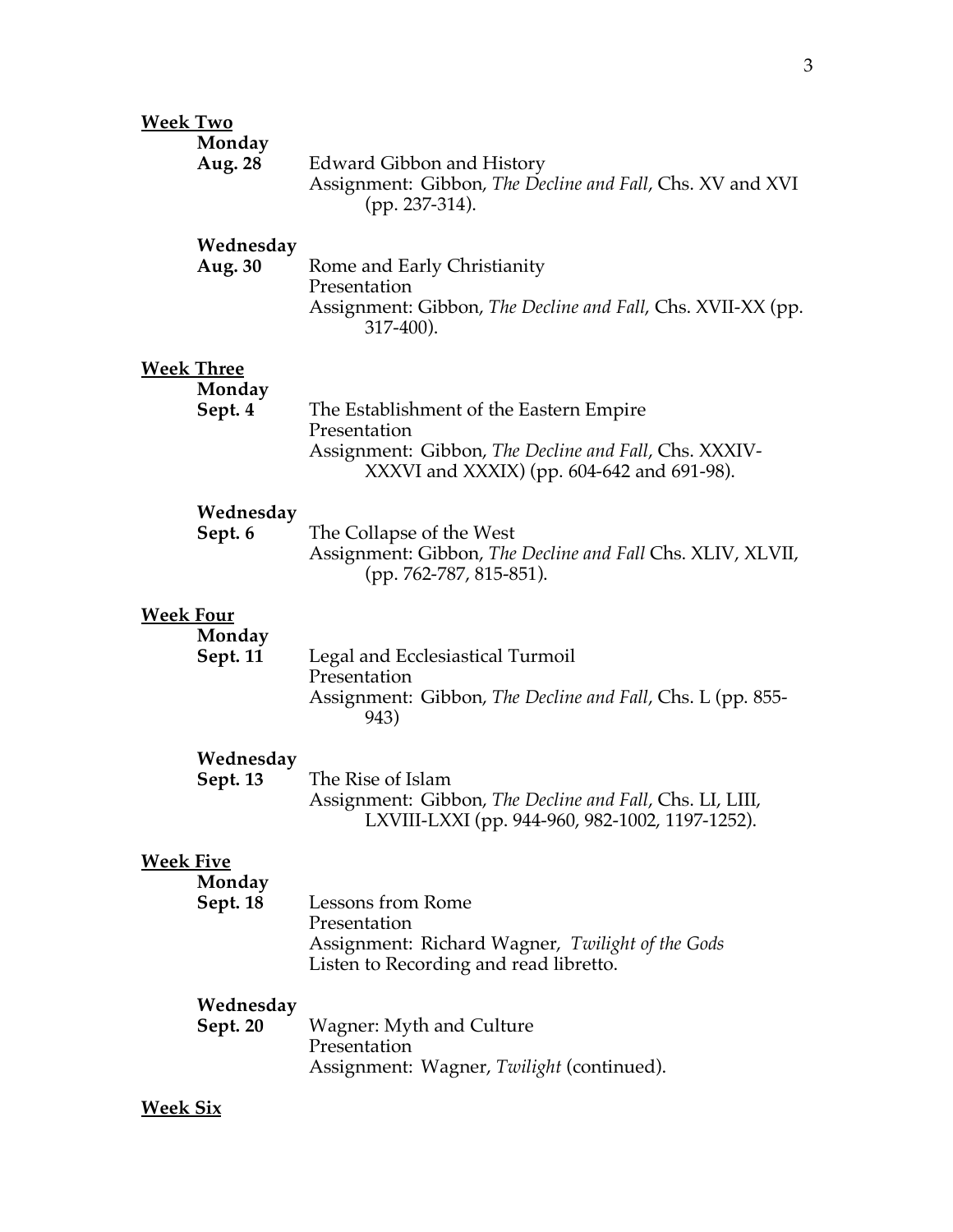**Week Two**

**Monday**
**Aug. 28**

Edward Gibbon and History
Assignment: Gibbon, *The Decline and Fall*, Chs. XV and XVI (pp. 237-314).

**Wednesday**
**Aug. 30**

Rome and Early Christianity
Presentation
Assignment: Gibbon, *The Decline and Fall*, Chs. XVII-XX (pp. 317-400).

**Week Three**

**Monday**
**Sept. 4**

The Establishment of the Eastern Empire
Presentation
Assignment: Gibbon, *The Decline and Fall*, Chs. XXXIV-XXXVI and XXXIX) (pp. 604-642 and 691-98).

**Wednesday**
**Sept. 6**

The Collapse of the West
Assignment: Gibbon, *The Decline and Fall* Chs. XLIV, XLVII, (pp. 762-787, 815-851).

**Week Four**

**Monday**
**Sept. 11**

Legal and Ecclesiastical Turmoil
Presentation
Assignment: Gibbon, *The Decline and Fall*, Chs. L (pp. 855-943)

**Wednesday**
**Sept. 13**

The Rise of Islam
Assignment: Gibbon, *The Decline and Fall*, Chs. LI, LIII, LXVIII-LXXI (pp. 944-960, 982-1002, 1197-1252).

**Week Five**

**Monday**
**Sept. 18**

Lessons from Rome
Presentation
Assignment: Richard Wagner, *Twilight of the Gods*
Listen to Recording and read libretto.

**Wednesday**
**Sept. 20**

Wagner: Myth and Culture
Presentation
Assignment: Wagner, *Twilight* (continued).

**Week Six**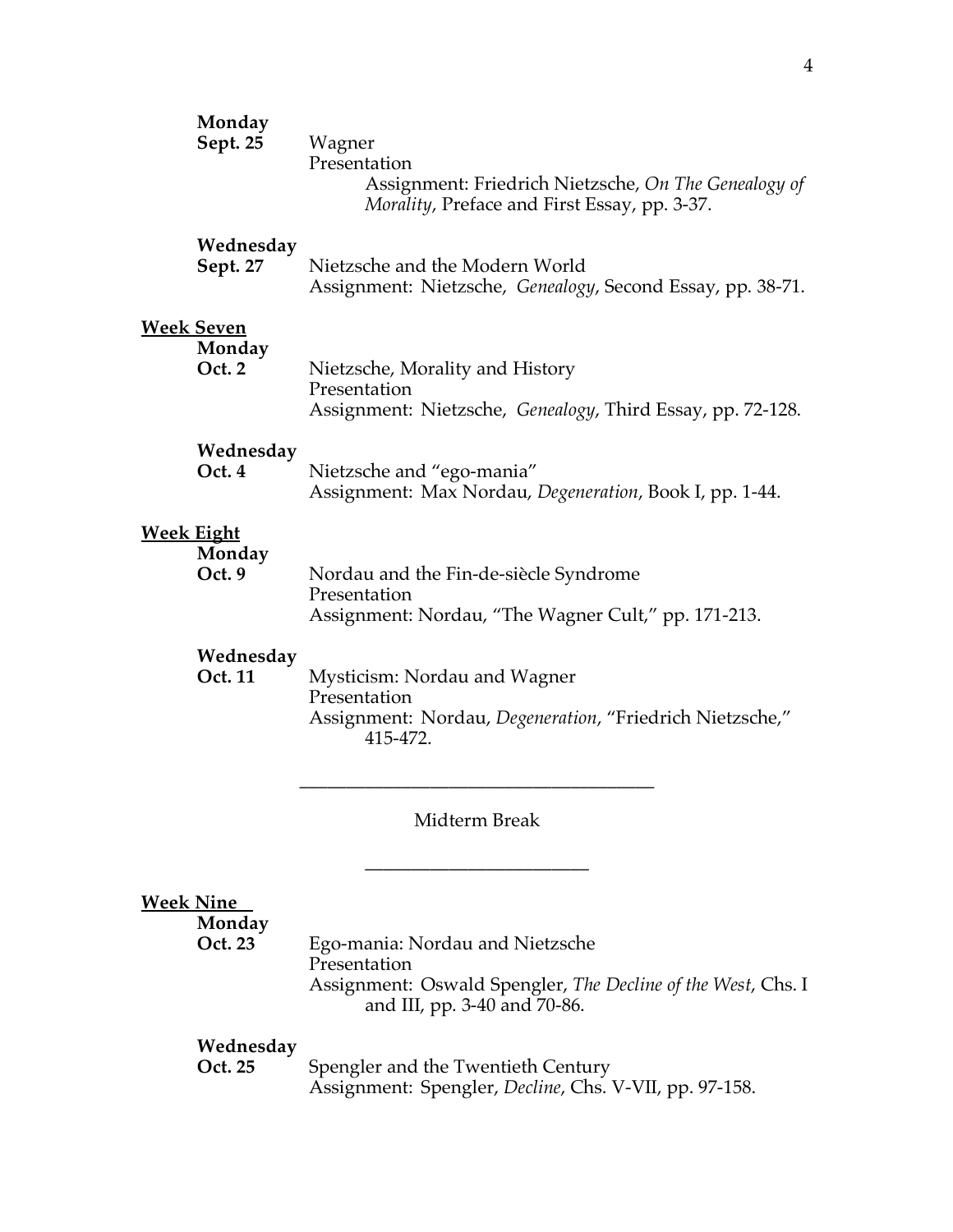**Monday**
**Sept. 25** Wagner

Presentation

Assignment: Friedrich Nietzsche, *On The Genealogy of Morality*, Preface and First Essay, pp. 3-37.

**Wednesday**
**Sept. 27** Nietzsche and the Modern World

Assignment: Nietzsche, *Genealogy*, Second Essay, pp. 38-71.

**<u>Week Seven</u>**

**Monday**
**Oct. 2** Nietzsche, Morality and History

Presentation

Assignment: Nietzsche, *Genealogy*, Third Essay, pp. 72-128.

**Wednesday**
**Oct. 4** Nietzsche and "ego-mania"

Assignment: Max Nordau, *Degeneration*, Book I, pp. 1-44.

**<u>Week Eight</u>**

**Monday**
**Oct. 9** Nordau and the Fin-de-siècle Syndrome

Presentation

Assignment: Nordau, "The Wagner Cult," pp. 171-213.

**Wednesday**
**Oct. 11** Mysticism: Nordau and Wagner

Presentation

Assignment: Nordau, *Degeneration*, "Friedrich Nietzsche," 415-472.

---

Midterm Break

---

**<u>Week Nine</u>**

**Monday**
**Oct. 23** Ego-mania: Nordau and Nietzsche

Presentation

Assignment: Oswald Spengler, *The Decline of the West*, Chs. I and III, pp. 3-40 and 70-86.

**Wednesday**
**Oct. 25** Spengler and the Twentieth Century

Assignment: Spengler, *Decline*, Chs. V-VII, pp. 97-158.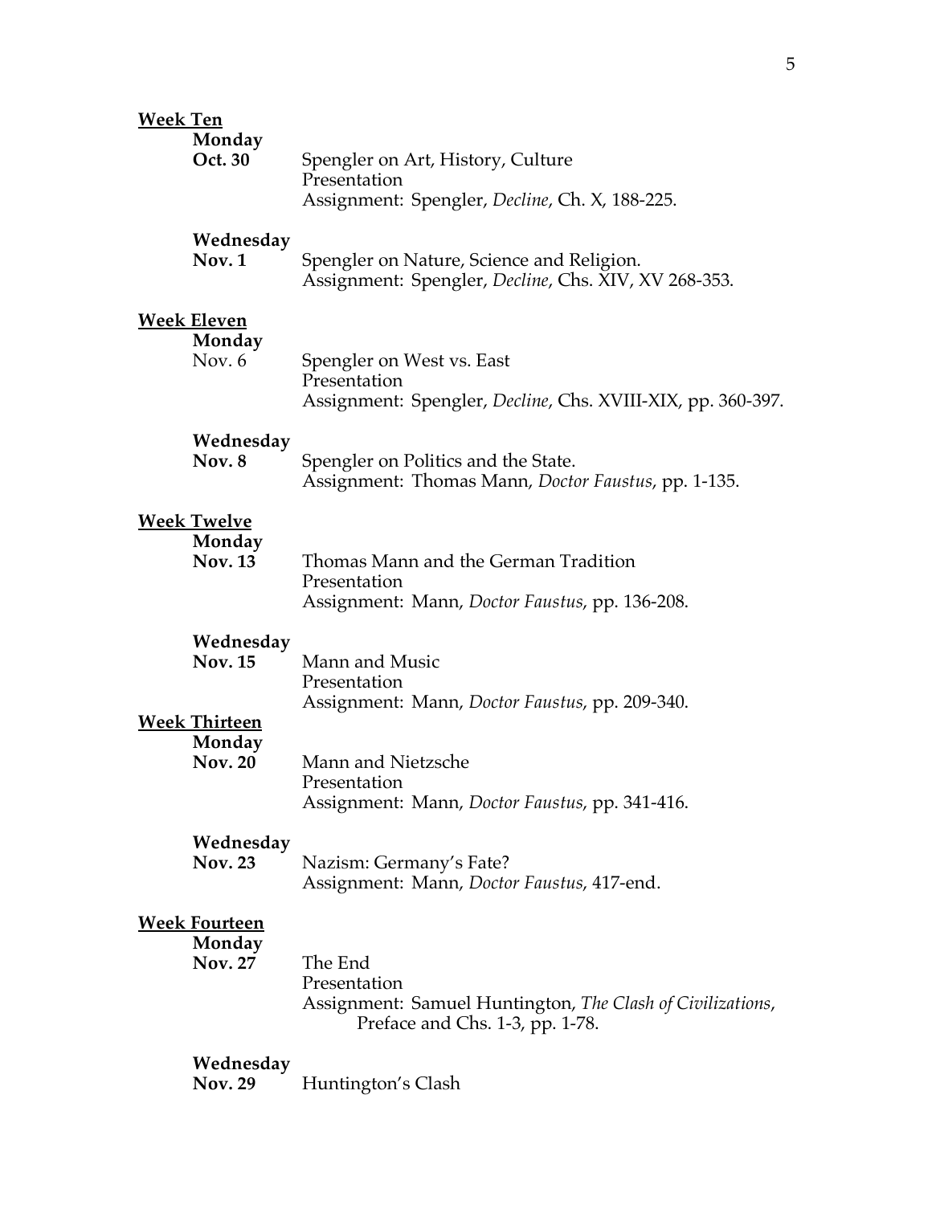<u>**Week Ten**</u>

**Monday**
**Oct. 30** Spengler on Art, History, Culture
Presentation
Assignment: Spengler, *Decline*, Ch. X, 188-225.

**Wednesday**
**Nov. 1** Spengler on Nature, Science and Religion.
Assignment: Spengler, *Decline*, Chs. XIV, XV 268-353.

<u>**Week Eleven**</u>

**Monday**
Nov. 6 Spengler on West vs. East
Presentation
Assignment: Spengler, *Decline*, Chs. XVIII-XIX, pp. 360-397.

**Wednesday**
**Nov. 8** Spengler on Politics and the State.
Assignment: Thomas Mann, *Doctor Faustus*, pp. 1-135.

<u>**Week Twelve**</u>

**Monday**
**Nov. 13** Thomas Mann and the German Tradition
Presentation
Assignment: Mann, *Doctor Faustus*, pp. 136-208.

**Wednesday**
**Nov. 15** Mann and Music
Presentation
Assignment: Mann, *Doctor Faustus*, pp. 209-340.

<u>**Week Thirteen**</u>

**Monday**
**Nov. 20** Mann and Nietzsche
Presentation
Assignment: Mann, *Doctor Faustus*, pp. 341-416.

**Wednesday**
**Nov. 23** Nazism: Germany's Fate?
Assignment: Mann, *Doctor Faustus*, 417-end.

<u>**Week Fourteen**</u>

**Monday**
**Nov. 27** The End
Presentation
Assignment: Samuel Huntington, *The Clash of Civilizations*, Preface and Chs. 1-3, pp. 1-78.

**Wednesday**
**Nov. 29** Huntington's Clash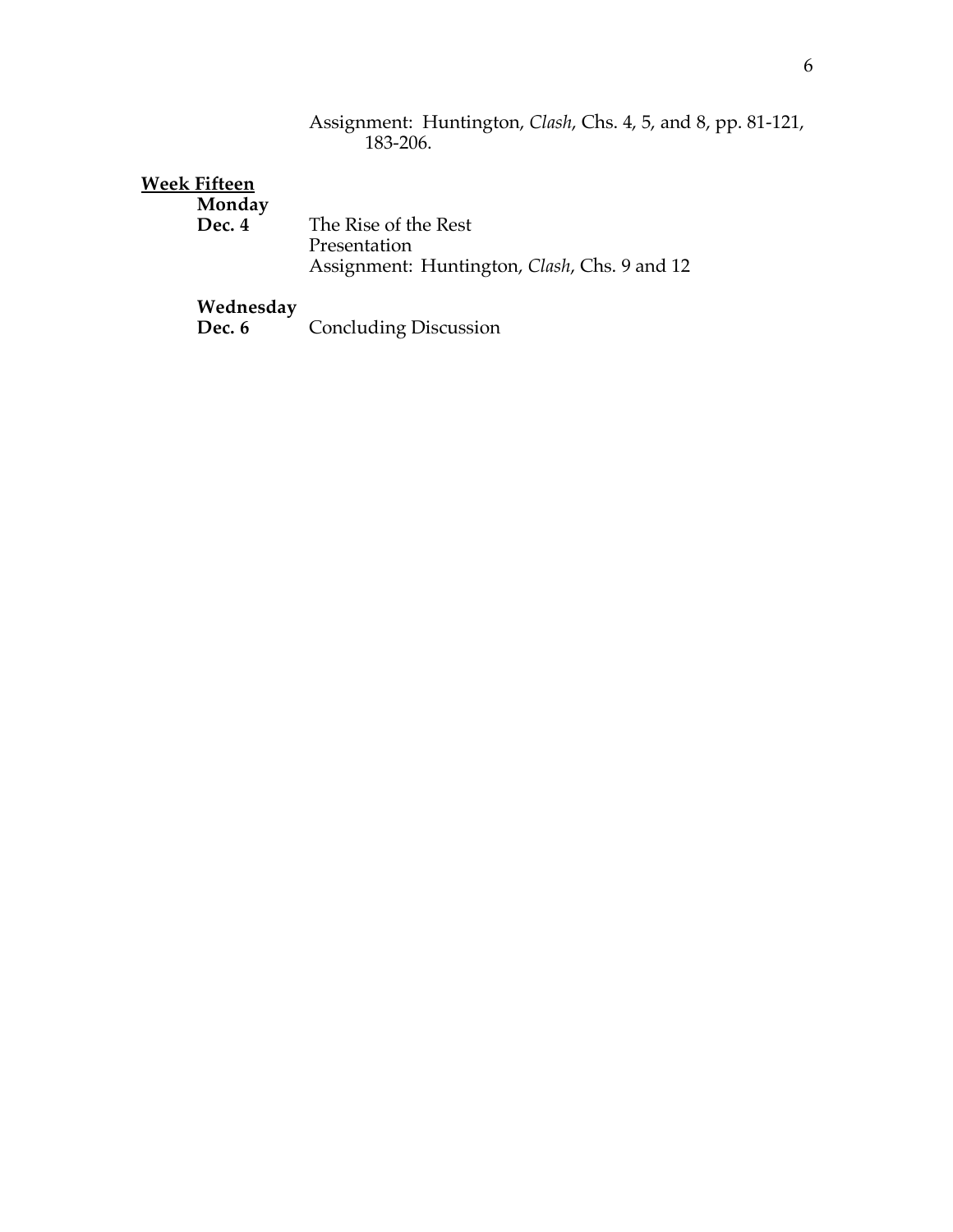Assignment: Huntington, *Clash*, Chs. 4, 5, and 8, pp. 81-121, 183-206.

**<u>Week Fifteen</u>**

**Monday**
**Dec. 4** The Rise of the Rest
Presentation
Assignment: Huntington, *Clash*, Chs. 9 and 12

**Wednesday**
**Dec. 6** Concluding Discussion